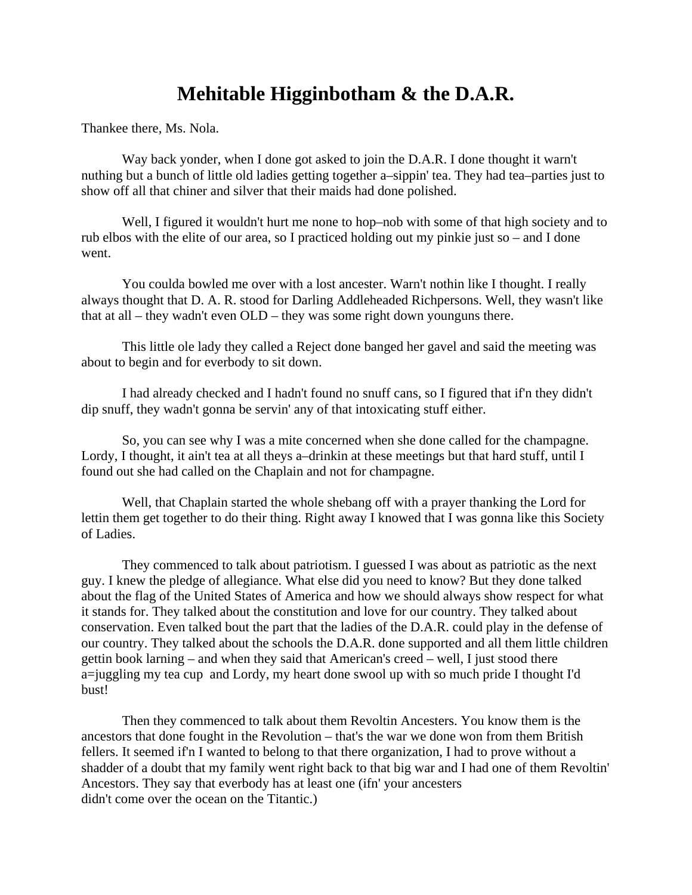# Mehitable Higginbotham & the D.A.R.

Thankee there, Ms. Nola.

Way back yonder, when I done got asked to join the D.A.R. I done thought it warn't nuthing but a bunch of little old ladies getting together a–sippin' tea. They had tea–parties just to show off all that chiner and silver that their maids had done polished.

Well, I figured it wouldn't hurt me none to hop–nob with some of that high society and to rub elbos with the elite of our area, so I practiced holding out my pinkie just so – and I done went.

You coulda bowled me over with a lost ancester. Warn't nothin like I thought. I really always thought that D. A. R. stood for Darling Addleheaded Richpersons. Well, they wasn't like that at all – they wadn't even OLD – they was some right down younguns there.

This little ole lady they called a Reject done banged her gavel and said the meeting was about to begin and for everbody to sit down.

I had already checked and I hadn't found no snuff cans, so I figured that if'n they didn't dip snuff, they wadn't gonna be servin' any of that intoxicating stuff either.

So, you can see why I was a mite concerned when she done called for the champagne. Lordy, I thought, it ain't tea at all theys a–drinkin at these meetings but that hard stuff, until I found out she had called on the Chaplain and not for champagne.

Well, that Chaplain started the whole shebang off with a prayer thanking the Lord for lettin them get together to do their thing. Right away I knowed that I was gonna like this Society of Ladies.

They commenced to talk about patriotism. I guessed I was about as patriotic as the next guy. I knew the pledge of allegiance. What else did you need to know? But they done talked about the flag of the United States of America and how we should always show respect for what it stands for. They talked about the constitution and love for our country. They talked about conservation. Even talked bout the part that the ladies of the D.A.R. could play in the defense of our country. They talked about the schools the D.A.R. done supported and all them little children gettin book larning – and when they said that American's creed – well, I just stood there a=juggling my tea cup and Lordy, my heart done swool up with so much pride I thought I'd bust!

Then they commenced to talk about them Revoltin Ancesters. You know them is the ancestors that done fought in the Revolution – that's the war we done won from them British fellers. It seemed if'n I wanted to belong to that there organization, I had to prove without a shadder of a doubt that my family went right back to that big war and I had one of them Revoltin' Ancestors. They say that everbody has at least one (ifn' your ancesters didn't come over the ocean on the Titantic.)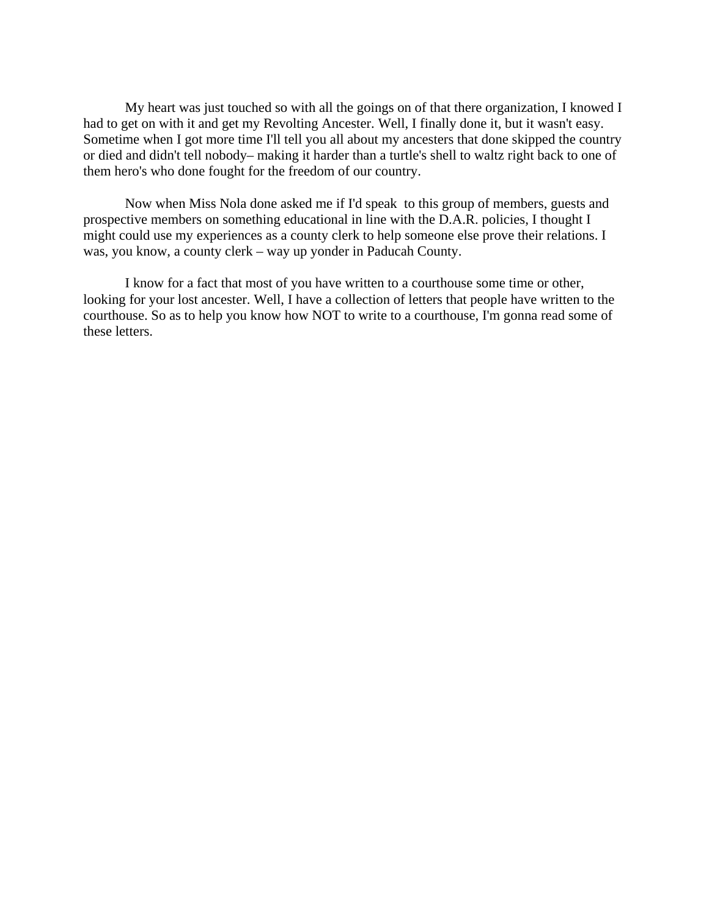My heart was just touched so with all the goings on of that there organization, I knowed I had to get on with it and get my Revolting Ancester. Well, I finally done it, but it wasn't easy. Sometime when I got more time I'll tell you all about my ancesters that done skipped the country or died and didn't tell nobody– making it harder than a turtle's shell to waltz right back to one of them hero's who done fought for the freedom of our country.

Now when Miss Nola done asked me if I'd speak  to this group of members, guests and prospective members on something educational in line with the D.A.R. policies, I thought I might could use my experiences as a county clerk to help someone else prove their relations. I was, you know, a county clerk – way up yonder in Paducah County.

I know for a fact that most of you have written to a courthouse some time or other, looking for your lost ancester. Well, I have a collection of letters that people have written to the courthouse. So as to help you know how NOT to write to a courthouse, I'm gonna read some of these letters.